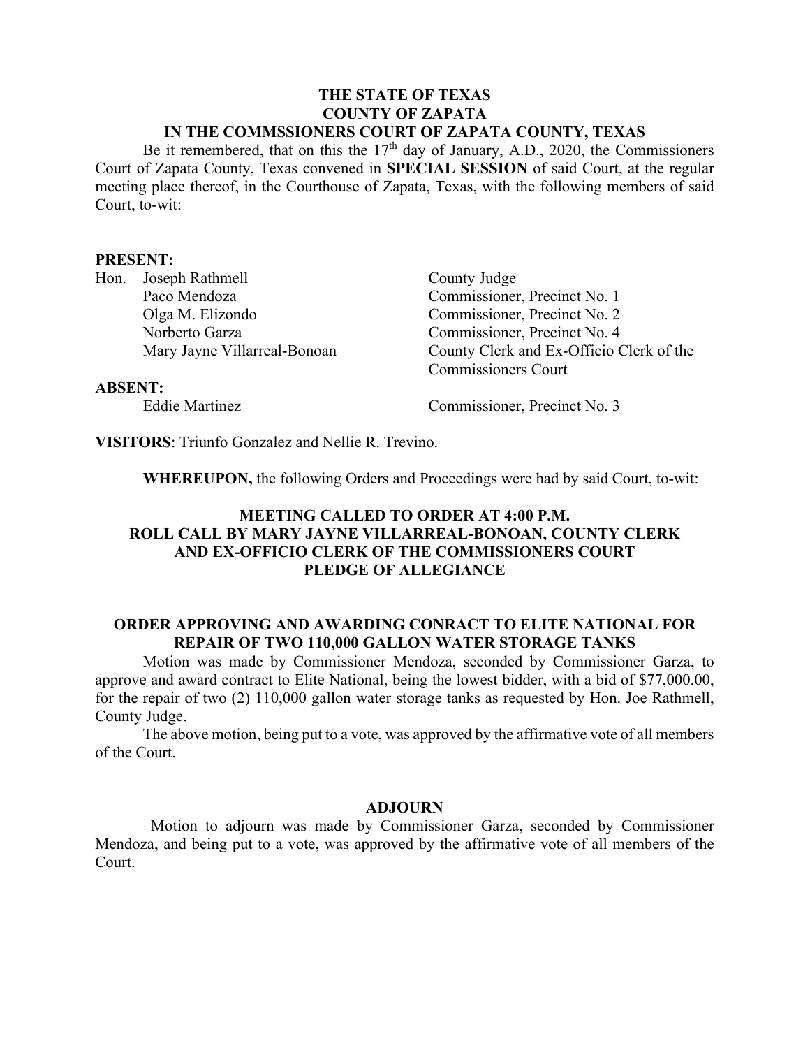**THE STATE OF TEXAS**
**COUNTY OF ZAPATA**
**IN THE COMMSSIONERS COURT OF ZAPATA COUNTY, TEXAS**

Be it remembered, that on this the 17th day of January, A.D., 2020, the Commissioners Court of Zapata County, Texas convened in **SPECIAL SESSION** of said Court, at the regular meeting place thereof, in the Courthouse of Zapata, Texas, with the following members of said Court, to-wit:

**PRESENT:**

| | |
|---|---|
| Hon. Joseph Rathmell | County Judge |
| Paco Mendoza | Commissioner, Precinct No. 1 |
| Olga M. Elizondo | Commissioner, Precinct No. 2 |
| Norberto Garza | Commissioner, Precinct No. 4 |
| Mary Jayne Villarreal-Bonoan | County Clerk and Ex-Officio Clerk of the Commissioners Court |

**ABSENT:**

| | |
|---|---|
| Eddie Martinez | Commissioner, Precinct No. 3 |

**VISITORS**: Triunfo Gonzalez and Nellie R. Trevino.

**WHEREUPON,** the following Orders and Proceedings were had by said Court, to-wit:

**MEETING CALLED TO ORDER AT 4:00 P.M.**
**ROLL CALL BY MARY JAYNE VILLARREAL-BONOAN, COUNTY CLERK AND EX-OFFICIO CLERK OF THE COMMISSIONERS COURT**
**PLEDGE OF ALLEGIANCE**

**ORDER APPROVING AND AWARDING CONRACT TO ELITE NATIONAL FOR REPAIR OF TWO 110,000 GALLON WATER STORAGE TANKS**

Motion was made by Commissioner Mendoza, seconded by Commissioner Garza, to approve and award contract to Elite National, being the lowest bidder, with a bid of $77,000.00, for the repair of two (2) 110,000 gallon water storage tanks as requested by Hon. Joe Rathmell, County Judge.

The above motion, being put to a vote, was approved by the affirmative vote of all members of the Court.

**ADJOURN**

Motion to adjourn was made by Commissioner Garza, seconded by Commissioner Mendoza, and being put to a vote, was approved by the affirmative vote of all members of the Court.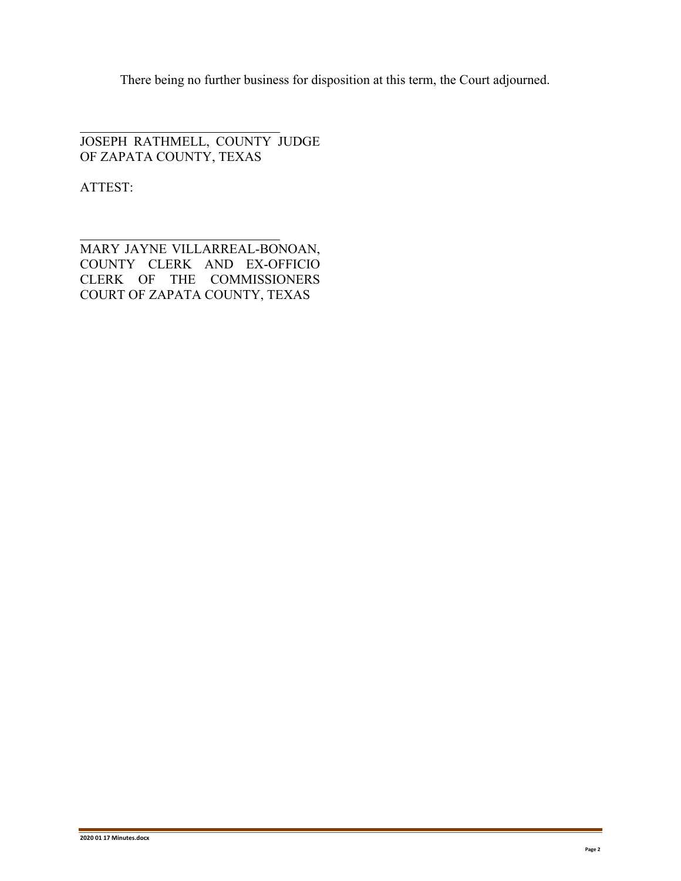There being no further business for disposition at this term, the Court adjourned.

\_\_\_\_\_\_\_\_\_\_\_\_\_\_\_\_\_\_\_\_\_\_\_\_\_\_\_\_\_\_

JOSEPH RATHMELL, COUNTY JUDGE OF ZAPATA COUNTY, TEXAS

ATTEST:

\_\_\_\_\_\_\_\_\_\_\_\_\_\_\_\_\_\_\_\_\_\_\_\_\_\_\_\_\_\_

MARY JAYNE VILLARREAL-BONOAN, COUNTY CLERK AND EX-OFFICIO CLERK OF THE COMMISSIONERS COURT OF ZAPATA COUNTY, TEXAS